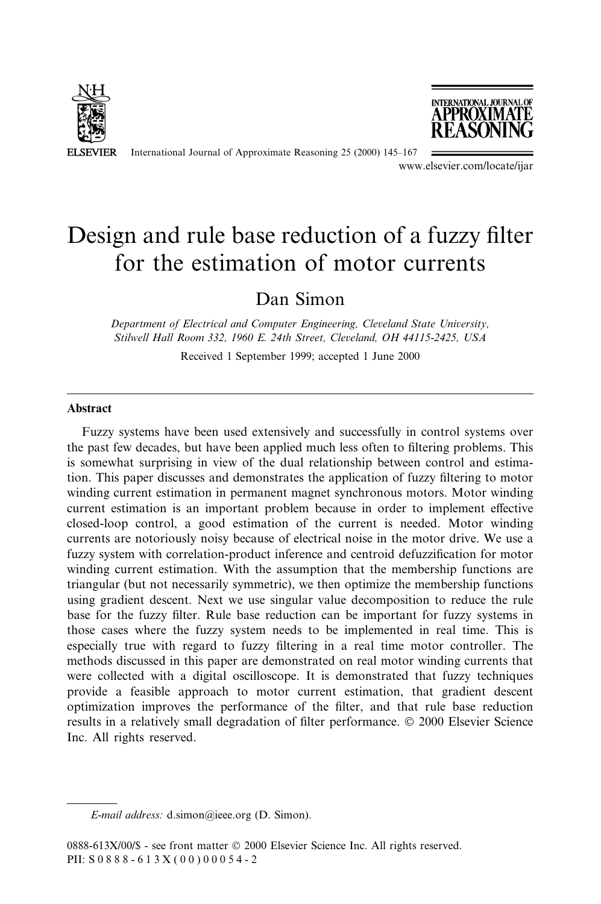# Design and rule base reduction of a fuzzy filter for the estimation of motor currents

Dan Simon

*Department of Electrical and Computer Engineering, Cleveland State University, Stilwell Hall Room 332, 1960 E. 24th Street, Cleveland, OH 44115-2425, USA*

Received 1 September 1999; accepted 1 June 2000

## Abstract

Fuzzy systems have been used extensively and successfully in control systems over the past few decades, but have been applied much less often to filtering problems. This is somewhat surprising in view of the dual relationship between control and estimation. This paper discusses and demonstrates the application of fuzzy filtering to motor winding current estimation in permanent magnet synchronous motors. Motor winding current estimation is an important problem because in order to implement effective closed-loop control, a good estimation of the current is needed. Motor winding currents are notoriously noisy because of electrical noise in the motor drive. We use a fuzzy system with correlation-product inference and centroid defuzzification for motor winding current estimation. With the assumption that the membership functions are triangular (but not necessarily symmetric), we then optimize the membership functions using gradient descent. Next we use singular value decomposition to reduce the rule base for the fuzzy filter. Rule base reduction can be important for fuzzy systems in those cases where the fuzzy system needs to be implemented in real time. This is especially true with regard to fuzzy filtering in a real time motor controller. The methods discussed in this paper are demonstrated on real motor winding currents that were collected with a digital oscilloscope. It is demonstrated that fuzzy techniques provide a feasible approach to motor current estimation, that gradient descent optimization improves the performance of the filter, and that rule base reduction results in a relatively small degradation of filter performance. © 2000 Elsevier Science Inc. All rights reserved.

---

*E-mail address:* d.simon@ieee.org (D. Simon).

0888-613X/00/$ - see front matter © 2000 Elsevier Science Inc. All rights reserved.
PII: S0888-613X(00)00054-2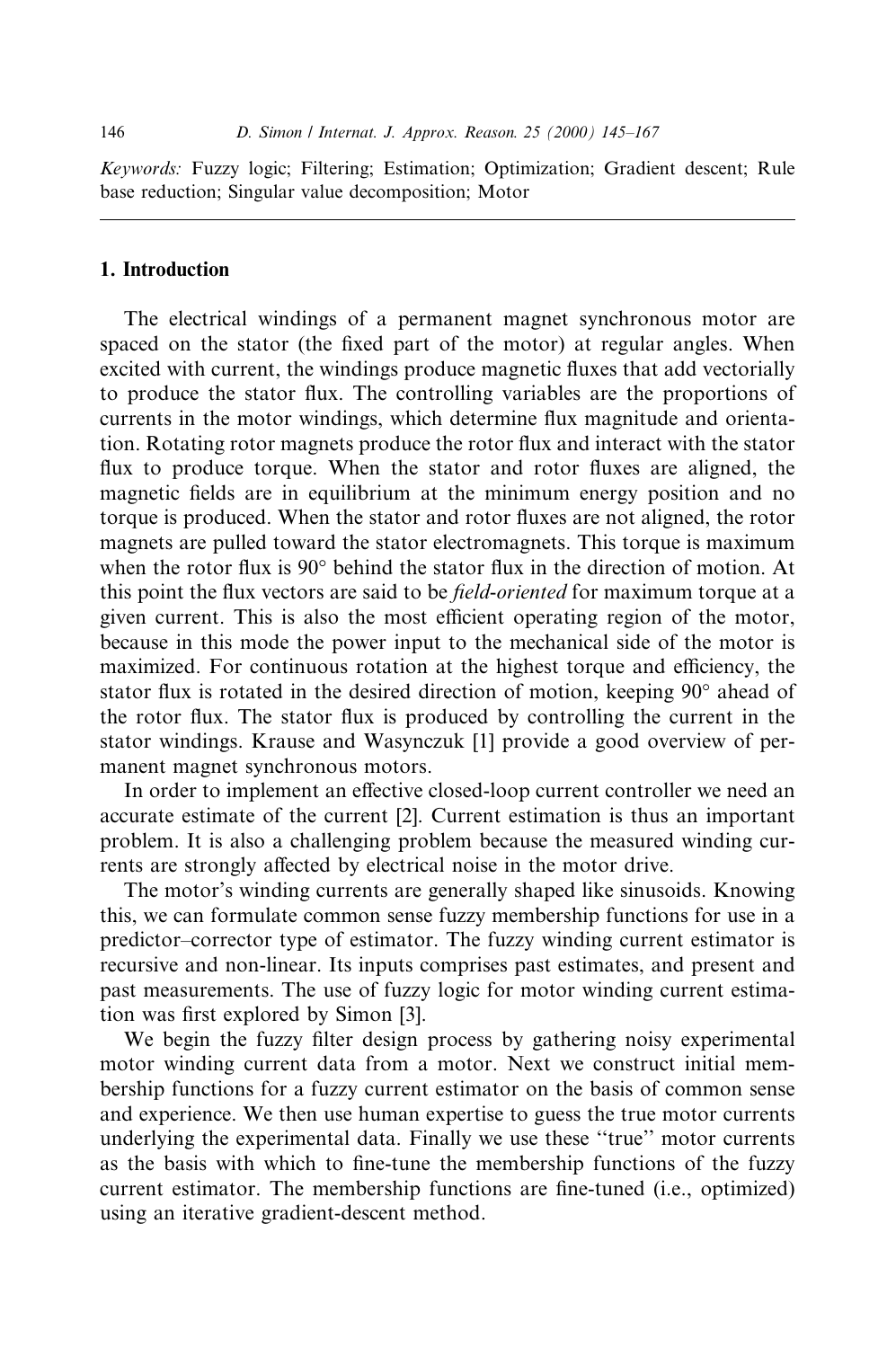*Keywords:* Fuzzy logic; Filtering; Estimation; Optimization; Gradient descent; Rule base reduction; Singular value decomposition; Motor

## 1. Introduction

The electrical windings of a permanent magnet synchronous motor are spaced on the stator (the fixed part of the motor) at regular angles. When excited with current, the windings produce magnetic fluxes that add vectorially to produce the stator flux. The controlling variables are the proportions of currents in the motor windings, which determine flux magnitude and orientation. Rotating rotor magnets produce the rotor flux and interact with the stator flux to produce torque. When the stator and rotor fluxes are aligned, the magnetic fields are in equilibrium at the minimum energy position and no torque is produced. When the stator and rotor fluxes are not aligned, the rotor magnets are pulled toward the stator electromagnets. This torque is maximum when the rotor flux is 90° behind the stator flux in the direction of motion. At this point the flux vectors are said to be *field-oriented* for maximum torque at a given current. This is also the most efficient operating region of the motor, because in this mode the power input to the mechanical side of the motor is maximized. For continuous rotation at the highest torque and efficiency, the stator flux is rotated in the desired direction of motion, keeping 90° ahead of the rotor flux. The stator flux is produced by controlling the current in the stator windings. Krause and Wasynczuk [1] provide a good overview of permanent magnet synchronous motors.

In order to implement an effective closed-loop current controller we need an accurate estimate of the current [2]. Current estimation is thus an important problem. It is also a challenging problem because the measured winding currents are strongly affected by electrical noise in the motor drive.

The motor's winding currents are generally shaped like sinusoids. Knowing this, we can formulate common sense fuzzy membership functions for use in a predictor–corrector type of estimator. The fuzzy winding current estimator is recursive and non-linear. Its inputs comprises past estimates, and present and past measurements. The use of fuzzy logic for motor winding current estimation was first explored by Simon [3].

We begin the fuzzy filter design process by gathering noisy experimental motor winding current data from a motor. Next we construct initial membership functions for a fuzzy current estimator on the basis of common sense and experience. We then use human expertise to guess the true motor currents underlying the experimental data. Finally we use these "true" motor currents as the basis with which to fine-tune the membership functions of the fuzzy current estimator. The membership functions are fine-tuned (i.e., optimized) using an iterative gradient-descent method.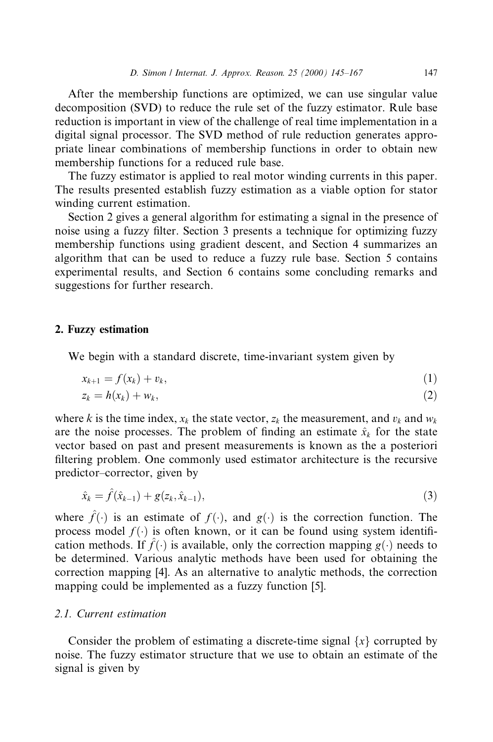After the membership functions are optimized, we can use singular value decomposition (SVD) to reduce the rule set of the fuzzy estimator. Rule base reduction is important in view of the challenge of real time implementation in a digital signal processor. The SVD method of rule reduction generates appropriate linear combinations of membership functions in order to obtain new membership functions for a reduced rule base.

The fuzzy estimator is applied to real motor winding currents in this paper. The results presented establish fuzzy estimation as a viable option for stator winding current estimation.

Section 2 gives a general algorithm for estimating a signal in the presence of noise using a fuzzy filter. Section 3 presents a technique for optimizing fuzzy membership functions using gradient descent, and Section 4 summarizes an algorithm that can be used to reduce a fuzzy rule base. Section 5 contains experimental results, and Section 6 contains some concluding remarks and suggestions for further research.

## 2. Fuzzy estimation

We begin with a standard discrete, time-invariant system given by

$$x_{k+1} = f(x_k) + v_k, \tag{1}$$

$$z_k = h(x_k) + w_k, \tag{2}$$

where $k$ is the time index, $x_k$ the state vector, $z_k$ the measurement, and $v_k$ and $w_k$ are the noise processes. The problem of finding an estimate $\hat{x}_k$ for the state vector based on past and present measurements is known as the a posteriori filtering problem. One commonly used estimator architecture is the recursive predictor–corrector, given by

$$\hat{x}_k = \hat{f}(\hat{x}_{k-1}) + g(z_k, \hat{x}_{k-1}), \tag{3}$$

where $\hat{f}(\cdot)$ is an estimate of $f(\cdot)$, and $g(\cdot)$ is the correction function. The process model $f(\cdot)$ is often known, or it can be found using system identification methods. If $\hat{f}(\cdot)$ is available, only the correction mapping $g(\cdot)$ needs to be determined. Various analytic methods have been used for obtaining the correction mapping [4]. As an alternative to analytic methods, the correction mapping could be implemented as a fuzzy function [5].

### 2.1. Current estimation

Consider the problem of estimating a discrete-time signal $\{x\}$ corrupted by noise. The fuzzy estimator structure that we use to obtain an estimate of the signal is given by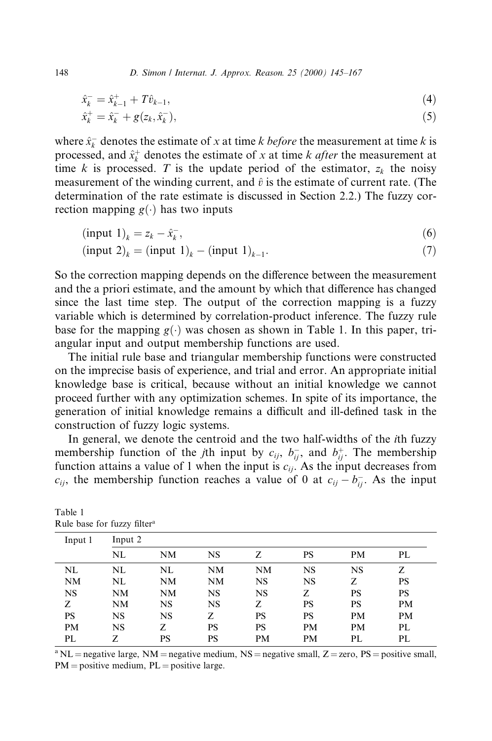$$\hat{x}_k^- = \hat{x}_{k-1}^+ + T\hat{v}_{k-1}, \tag{4}$$

$$\hat{x}_k^+ = \hat{x}_k^- + g(z_k, \hat{x}_k^-), \tag{5}$$

where $\hat{x}_k^-$ denotes the estimate of $x$ at time $k$ *before* the measurement at time $k$ is processed, and $\hat{x}_k^+$ denotes the estimate of $x$ at time $k$ *after* the measurement at time $k$ is processed. $T$ is the update period of the estimator, $z_k$ the noisy measurement of the winding current, and $\hat{v}$ is the estimate of current rate. (The determination of the rate estimate is discussed in Section 2.2.) The fuzzy correction mapping $g(\cdot)$ has two inputs

$$(\text{input } 1)_k = z_k - \hat{x}_k^-, \tag{6}$$

$$(\text{input } 2)_k = (\text{input } 1)_k - (\text{input } 1)_{k-1}. \tag{7}$$

So the correction mapping depends on the difference between the measurement and the a priori estimate, and the amount by which that difference has changed since the last time step. The output of the correction mapping is a fuzzy variable which is determined by correlation-product inference. The fuzzy rule base for the mapping $g(\cdot)$ was chosen as shown in Table 1. In this paper, triangular input and output membership functions are used.

The initial rule base and triangular membership functions were constructed on the imprecise basis of experience, and trial and error. An appropriate initial knowledge base is critical, because without an initial knowledge we cannot proceed further with any optimization schemes. In spite of its importance, the generation of initial knowledge remains a difficult and ill-defined task in the construction of fuzzy logic systems.

In general, we denote the centroid and the two half-widths of the $i$th fuzzy membership function of the $j$th input by $c_{ij}$, $b_{ij}^-$, and $b_{ij}^+$. The membership function attains a value of 1 when the input is $c_{ij}$. As the input decreases from $c_{ij}$, the membership function reaches a value of 0 at $c_{ij} - b_{ij}^-$. As the input

Table 1
Rule base for fuzzy filter[a]

| Input 1 | Input 2 | | | | | | |
|---|---|---|---|---|---|---|---|
| | NL | NM | NS | Z | PS | PM | PL |
| NL | NL | NL | NM | NM | NS | NS | Z |
| NM | NL | NM | NM | NS | NS | Z | PS |
| NS | NM | NM | NS | NS | Z | PS | PS |
| Z | NM | NS | NS | Z | PS | PS | PM |
| PS | NS | NS | Z | PS | PS | PM | PM |
| PM | NS | Z | PS | PS | PM | PM | PL |
| PL | Z | PS | PS | PM | PM | PL | PL |

[a] NL = negative large, NM = negative medium, NS = negative small, Z = zero, PS = positive small, PM = positive medium, PL = positive large.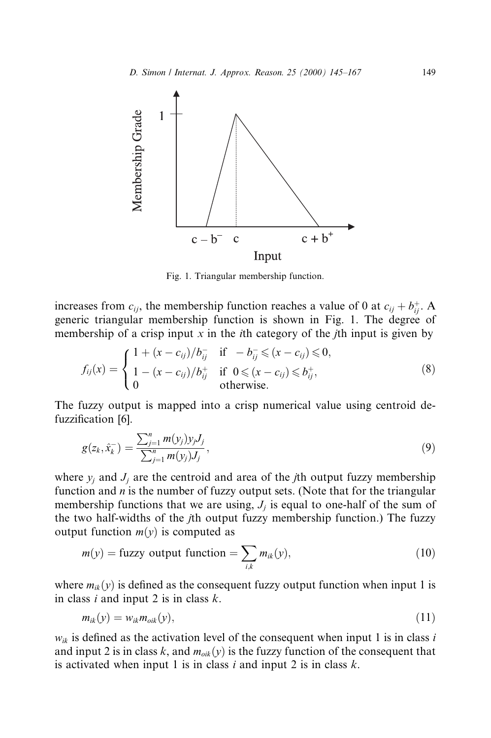Fig. 1. Triangular membership function.

increases from $c_{ij}$, the membership function reaches a value of 0 at $c_{ij} + b_{ij}^+$. A generic triangular membership function is shown in Fig. 1. The degree of membership of a crisp input $x$ in the $i$th category of the $j$th input is given by

$$
f_{ij}(x) = \begin{cases} 1 + (x - c_{ij})/b_{ij}^- & \text{if} \quad -b_{ij}^- \leqslant (x - c_{ij}) \leqslant 0, \\ 1 - (x - c_{ij})/b_{ij}^+ & \text{if} \quad 0 \leqslant (x - c_{ij}) \leqslant b_{ij}^+, \\ 0 & \text{otherwise.} \end{cases} \tag{8}
$$

The fuzzy output is mapped into a crisp numerical value using centroid defuzzification [6].

$$
g(z_k, \hat{x}_k^-) = \frac{\sum_{j=1}^{n} m(y_j) y_j J_j}{\sum_{j=1}^{n} m(y_j) J_j}, \tag{9}
$$

where $y_j$ and $J_j$ are the centroid and area of the $j$th output fuzzy membership function and $n$ is the number of fuzzy output sets. (Note that for the triangular membership functions that we are using, $J_j$ is equal to one-half of the sum of the two half-widths of the $j$th output fuzzy membership function.) The fuzzy output function $m(y)$ is computed as

$$
m(y) = \text{fuzzy output function} = \sum_{i,k} m_{ik}(y), \tag{10}
$$

where $m_{ik}(y)$ is defined as the consequent fuzzy output function when input 1 is in class $i$ and input 2 is in class $k$.

$$
m_{ik}(y) = w_{ik} m_{oik}(y), \tag{11}
$$

$w_{ik}$ is defined as the activation level of the consequent when input 1 is in class $i$ and input 2 is in class $k$, and $m_{oik}(y)$ is the fuzzy function of the consequent that is activated when input 1 is in class $i$ and input 2 is in class $k$.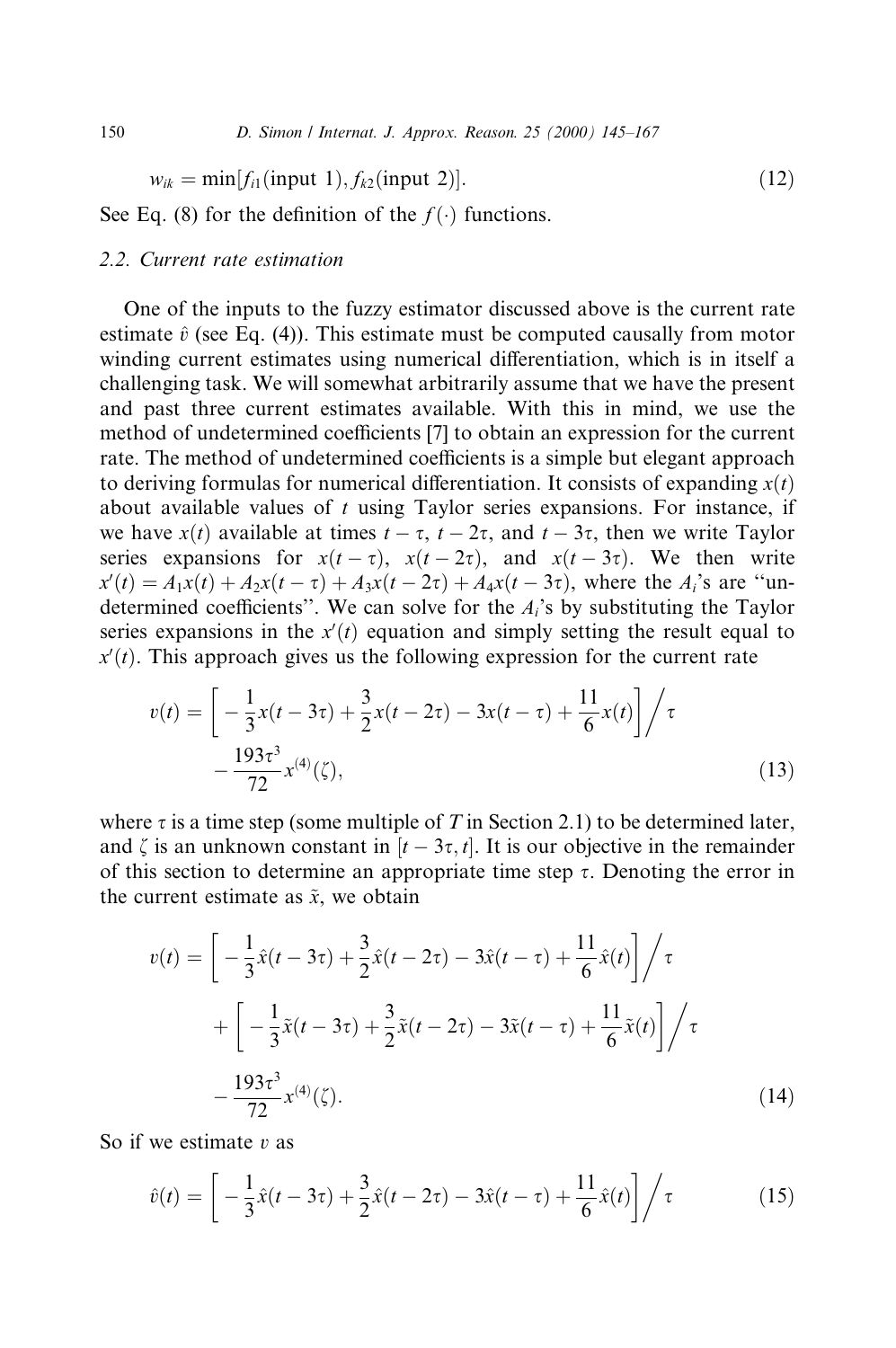$$w_{ik} = \min[f_{i1}(\text{input 1}), f_{k2}(\text{input 2})]. \tag{12}$$

See Eq. (8) for the definition of the $f(\cdot)$ functions.

### 2.2. Current rate estimation

One of the inputs to the fuzzy estimator discussed above is the current rate estimate $\hat{v}$ (see Eq. (4)). This estimate must be computed causally from motor winding current estimates using numerical differentiation, which is in itself a challenging task. We will somewhat arbitrarily assume that we have the present and past three current estimates available. With this in mind, we use the method of undetermined coefficients [7] to obtain an expression for the current rate. The method of undetermined coefficients is a simple but elegant approach to deriving formulas for numerical differentiation. It consists of expanding $x(t)$ about available values of $t$ using Taylor series expansions. For instance, if we have $x(t)$ available at times $t-\tau$, $t-2\tau$, and $t-3\tau$, then we write Taylor series expansions for $x(t-\tau)$, $x(t-2\tau)$, and $x(t-3\tau)$. We then write $x'(t) = A_1x(t) + A_2x(t-\tau) + A_3x(t-2\tau) + A_4x(t-3\tau)$, where the $A_i$'s are "undetermined coefficients". We can solve for the $A_i$'s by substituting the Taylor series expansions in the $x'(t)$ equation and simply setting the result equal to $x'(t)$. This approach gives us the following expression for the current rate

$$v(t) = \left[ -\frac{1}{3}x(t-3\tau) + \frac{3}{2}x(t-2\tau) - 3x(t-\tau) + \frac{11}{6}x(t) \right] \bigg/ \tau - \frac{193\tau^3}{72}x^{(4)}(\zeta), \tag{13}$$

where $\tau$ is a time step (some multiple of $T$ in Section 2.1) to be determined later, and $\zeta$ is an unknown constant in $[t-3\tau, t]$. It is our objective in the remainder of this section to determine an appropriate time step $\tau$. Denoting the error in the current estimate as $\tilde{x}$, we obtain

$$\begin{aligned} v(t) = &\left[ -\frac{1}{3}\hat{x}(t-3\tau) + \frac{3}{2}\hat{x}(t-2\tau) - 3\hat{x}(t-\tau) + \frac{11}{6}\hat{x}(t) \right] \bigg/ \tau \\ &+ \left[ -\frac{1}{3}\tilde{x}(t-3\tau) + \frac{3}{2}\tilde{x}(t-2\tau) - 3\tilde{x}(t-\tau) + \frac{11}{6}\tilde{x}(t) \right] \bigg/ \tau \\ &- \frac{193\tau^3}{72}x^{(4)}(\zeta). \end{aligned} \tag{14}$$

So if we estimate $v$ as

$$\hat{v}(t) = \left[ -\frac{1}{3}\hat{x}(t-3\tau) + \frac{3}{2}\hat{x}(t-2\tau) - 3\hat{x}(t-\tau) + \frac{11}{6}\hat{x}(t) \right] \bigg/ \tau \tag{15}$$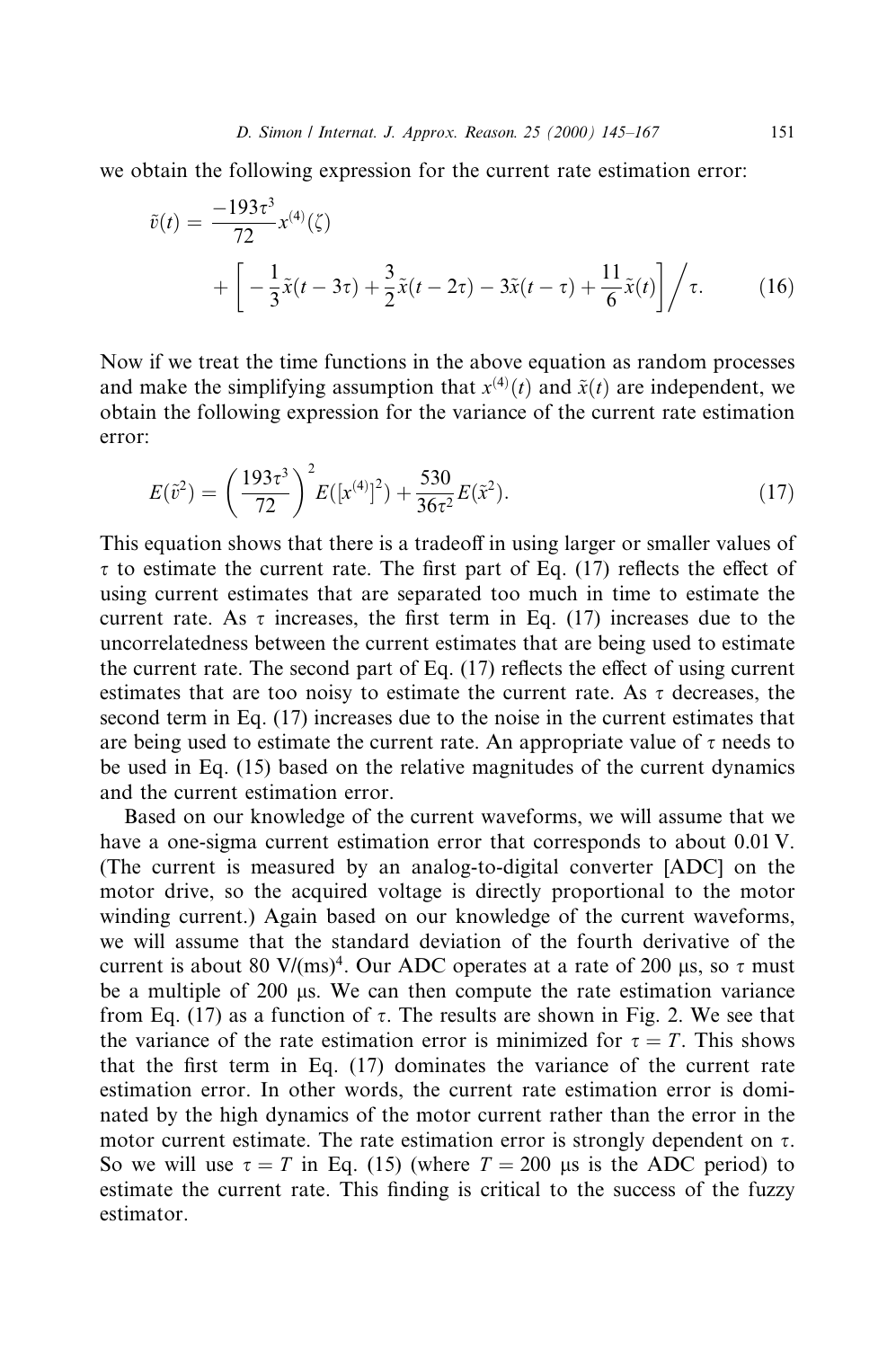we obtain the following expression for the current rate estimation error:

$$\tilde{v}(t) = \frac{-193\tau^3}{72} x^{(4)}(\zeta) + \left[ -\frac{1}{3}\tilde{x}(t - 3\tau) + \frac{3}{2}\tilde{x}(t - 2\tau) - 3\tilde{x}(t - \tau) + \frac{11}{6}\tilde{x}(t) \right] \Big/ \tau. \tag{16}$$

Now if we treat the time functions in the above equation as random processes and make the simplifying assumption that $x^{(4)}(t)$ and $\tilde{x}(t)$ are independent, we obtain the following expression for the variance of the current rate estimation error:

$$E(\tilde{v}^2) = \left( \frac{193\tau^3}{72} \right)^2 E([x^{(4)}]^2) + \frac{530}{36\tau^2} E(\tilde{x}^2). \tag{17}$$

This equation shows that there is a tradeoff in using larger or smaller values of $\tau$ to estimate the current rate. The first part of Eq. (17) reflects the effect of using current estimates that are separated too much in time to estimate the current rate. As $\tau$ increases, the first term in Eq. (17) increases due to the uncorrelatedness between the current estimates that are being used to estimate the current rate. The second part of Eq. (17) reflects the effect of using current estimates that are too noisy to estimate the current rate. As $\tau$ decreases, the second term in Eq. (17) increases due to the noise in the current estimates that are being used to estimate the current rate. An appropriate value of $\tau$ needs to be used in Eq. (15) based on the relative magnitudes of the current dynamics and the current estimation error.

Based on our knowledge of the current waveforms, we will assume that we have a one-sigma current estimation error that corresponds to about 0.01 V. (The current is measured by an analog-to-digital converter [ADC] on the motor drive, so the acquired voltage is directly proportional to the motor winding current.) Again based on our knowledge of the current waveforms, we will assume that the standard deviation of the fourth derivative of the current is about 80 V/(ms)$^4$. Our ADC operates at a rate of 200 μs, so $\tau$ must be a multiple of 200 μs. We can then compute the rate estimation variance from Eq. (17) as a function of $\tau$. The results are shown in Fig. 2. We see that the variance of the rate estimation error is minimized for $\tau = T$. This shows that the first term in Eq. (17) dominates the variance of the current rate estimation error. In other words, the current rate estimation error is dominated by the high dynamics of the motor current rather than the error in the motor current estimate. The rate estimation error is strongly dependent on $\tau$. So we will use $\tau = T$ in Eq. (15) (where $T = 200$ μs is the ADC period) to estimate the current rate. This finding is critical to the success of the fuzzy estimator.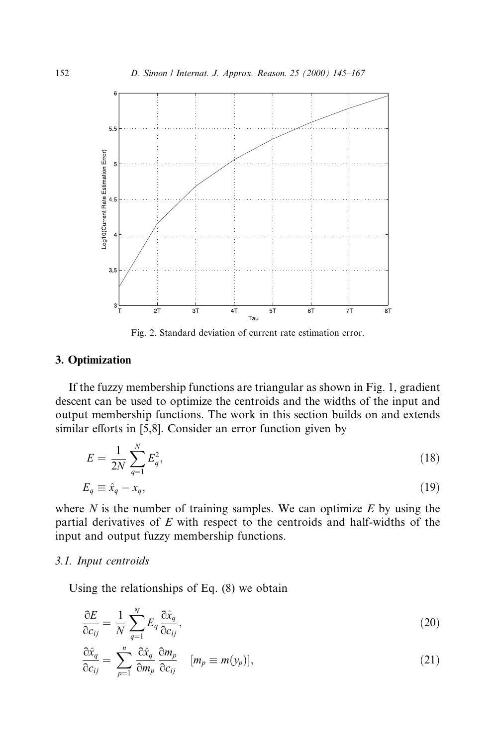Fig. 2. Standard deviation of current rate estimation error.

## 3. Optimization

If the fuzzy membership functions are triangular as shown in Fig. 1, gradient descent can be used to optimize the centroids and the widths of the input and output membership functions. The work in this section builds on and extends similar efforts in [5,8]. Consider an error function given by

$$E = \frac{1}{2N} \sum_{q=1}^{N} E_q^2, \tag{18}$$

$$E_q \equiv \hat{x}_q - x_q, \tag{19}$$

where $N$ is the number of training samples. We can optimize $E$ by using the partial derivatives of $E$ with respect to the centroids and half-widths of the input and output fuzzy membership functions.

### 3.1. Input centroids

Using the relationships of Eq. (8) we obtain

$$\frac{\partial E}{\partial c_{ij}} = \frac{1}{N} \sum_{q=1}^{N} E_q \frac{\partial \hat{x}_q}{\partial c_{ij}}, \tag{20}$$

$$\frac{\partial \hat{x}_q}{\partial c_{ij}} = \sum_{p=1}^{n} \frac{\partial \hat{x}_q}{\partial m_p} \frac{\partial m_p}{\partial c_{ij}} \quad [m_p \equiv m(y_p)], \tag{21}$$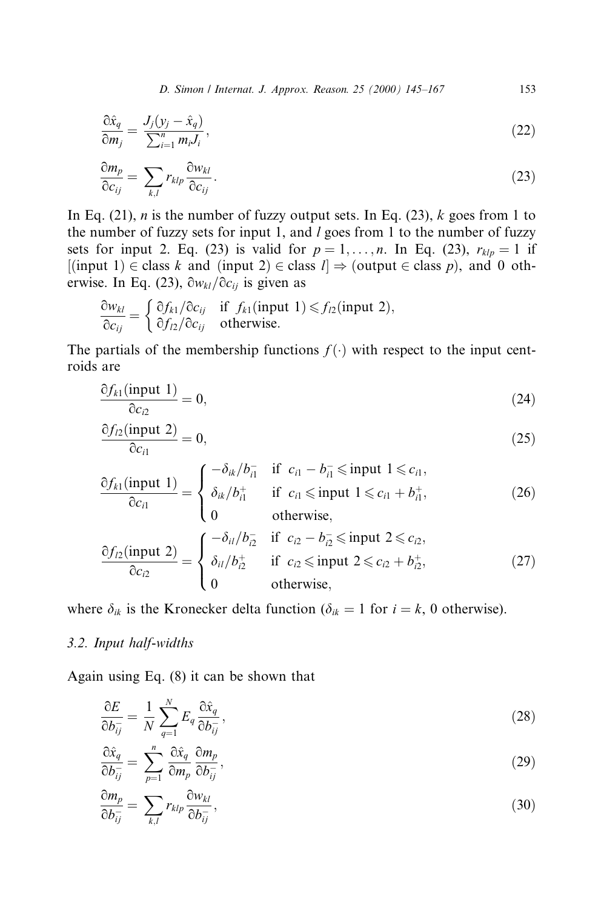$$\frac{\partial \hat{x}_q}{\partial m_j} = \frac{J_j(y_j - \hat{x}_q)}{\sum_{i=1}^{n} m_i J_i}, \tag{22}$$

$$\frac{\partial m_p}{\partial c_{ij}} = \sum_{k,l} r_{klp} \frac{\partial w_{kl}}{\partial c_{ij}}. \tag{23}$$

In Eq. (21), $n$ is the number of fuzzy output sets. In Eq. (23), $k$ goes from 1 to the number of fuzzy sets for input 1, and $l$ goes from 1 to the number of fuzzy sets for input 2. Eq. (23) is valid for $p = 1, \ldots, n$. In Eq. (23), $r_{klp} = 1$ if $[(\text{input } 1) \in \text{class } k \text{ and } (\text{input } 2) \in \text{class } l] \Rightarrow (\text{output} \in \text{class } p)$, and 0 otherwise. In Eq. (23), $\partial w_{kl}/\partial c_{ij}$ is given as

$$\frac{\partial w_{kl}}{\partial c_{ij}} = \begin{cases} \partial f_{k1}/\partial c_{ij} & \text{if } f_{k1}(\text{input } 1) \leqslant f_{l2}(\text{input } 2), \\ \partial f_{l2}/\partial c_{ij} & \text{otherwise.} \end{cases}$$

The partials of the membership functions $f(\cdot)$ with respect to the input centroids are

$$\frac{\partial f_{k1}(\text{input } 1)}{\partial c_{i2}} = 0, \tag{24}$$

$$\frac{\partial f_{l2}(\text{input } 2)}{\partial c_{i1}} = 0, \tag{25}$$

$$\frac{\partial f_{k1}(\text{input } 1)}{\partial c_{i1}} = \begin{cases} -\delta_{ik}/b_{i1}^{-} & \text{if } c_{i1} - b_{i1}^{-} \leqslant \text{input } 1 \leqslant c_{i1}, \\ \delta_{ik}/b_{i1}^{+} & \text{if } c_{i1} \leqslant \text{input } 1 \leqslant c_{i1} + b_{i1}^{+}, \\ 0 & \text{otherwise,} \end{cases} \tag{26}$$

$$\frac{\partial f_{l2}(\text{input } 2)}{\partial c_{i2}} = \begin{cases} -\delta_{il}/b_{i2}^{-} & \text{if } c_{i2} - b_{i2}^{-} \leqslant \text{input } 2 \leqslant c_{i2}, \\ \delta_{il}/b_{i2}^{+} & \text{if } c_{i2} \leqslant \text{input } 2 \leqslant c_{i2} + b_{i2}^{+}, \\ 0 & \text{otherwise,} \end{cases} \tag{27}$$

where $\delta_{ik}$ is the Kronecker delta function ($\delta_{ik} = 1$ for $i = k$, 0 otherwise).

### 3.2. Input half-widths

Again using Eq. (8) it can be shown that

$$\frac{\partial E}{\partial b_{ij}^{-}} = \frac{1}{N} \sum_{q=1}^{N} E_q \frac{\partial \hat{x}_q}{\partial b_{ij}^{-}}, \tag{28}$$

$$\frac{\partial \hat{x}_q}{\partial b_{ij}^{-}} = \sum_{p=1}^{n} \frac{\partial \hat{x}_q}{\partial m_p} \frac{\partial m_p}{\partial b_{ij}^{-}}, \tag{29}$$

$$\frac{\partial m_p}{\partial b_{ij}^{-}} = \sum_{k,l} r_{klp} \frac{\partial w_{kl}}{\partial b_{ij}^{-}}, \tag{30}$$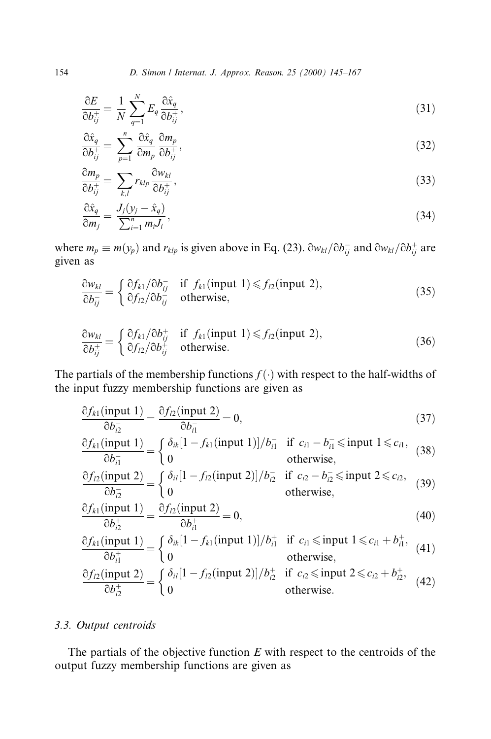$$\frac{\partial E}{\partial b_{ij}^+} = \frac{1}{N}\sum_{q=1}^{N} E_q \frac{\partial \hat{x}_q}{\partial b_{ij}^+}, \tag{31}$$

$$\frac{\partial \hat{x}_q}{\partial b_{ij}^+} = \sum_{p=1}^{n} \frac{\partial \hat{x}_q}{\partial m_p}\frac{\partial m_p}{\partial b_{ij}^+}, \tag{32}$$

$$\frac{\partial m_p}{\partial b_{ij}^+} = \sum_{k,l} r_{klp}\frac{\partial w_{kl}}{\partial b_{ij}^+}, \tag{33}$$

$$\frac{\partial \hat{x}_q}{\partial m_j} = \frac{J_j(y_j - \hat{x}_q)}{\sum_{i=1}^{n} m_i J_i}, \tag{34}$$

where $m_p \equiv m(y_p)$ and $r_{klp}$ is given above in Eq. (23). $\partial w_{kl}/\partial b_{ij}^-$ and $\partial w_{kl}/\partial b_{ij}^+$ are given as

$$\frac{\partial w_{kl}}{\partial b_{ij}^-} = \begin{cases} \partial f_{k1}/\partial b_{ij}^- & \text{if } f_{k1}(\text{input 1}) \leqslant f_{l2}(\text{input 2}), \\ \partial f_{l2}/\partial b_{ij}^- & \text{otherwise,} \end{cases} \tag{35}$$

$$\frac{\partial w_{kl}}{\partial b_{ij}^+} = \begin{cases} \partial f_{k1}/\partial b_{ij}^+ & \text{if } f_{k1}(\text{input 1}) \leqslant f_{l2}(\text{input 2}), \\ \partial f_{l2}/\partial b_{ij}^+ & \text{otherwise.} \end{cases} \tag{36}$$

The partials of the membership functions $f(\cdot)$ with respect to the half-widths of the input fuzzy membership functions are given as

$$\frac{\partial f_{k1}(\text{input 1})}{\partial b_{i2}^-} = \frac{\partial f_{l2}(\text{input 2})}{\partial b_{i1}^-} = 0, \tag{37}$$

$$\frac{\partial f_{k1}(\text{input 1})}{\partial b_{i1}^-} = \begin{cases} \delta_{ik}[1 - f_{k1}(\text{input 1})]/b_{i1}^- & \text{if } c_{i1} - b_{i1}^- \leqslant \text{input 1} \leqslant c_{i1}, \\ 0 & \text{otherwise,} \end{cases} \tag{38}$$

$$\frac{\partial f_{l2}(\text{input 2})}{\partial b_{i2}^-} = \begin{cases} \delta_{il}[1 - f_{l2}(\text{input 2})]/b_{i2}^- & \text{if } c_{i2} - b_{i2}^- \leqslant \text{input 2} \leqslant c_{i2}, \\ 0 & \text{otherwise,} \end{cases} \tag{39}$$

$$\frac{\partial f_{k1}(\text{input 1})}{\partial b_{i2}^+} = \frac{\partial f_{l2}(\text{input 2})}{\partial b_{i1}^+} = 0, \tag{40}$$

$$\frac{\partial f_{k1}(\text{input 1})}{\partial b_{i1}^+} = \begin{cases} \delta_{ik}[1 - f_{k1}(\text{input 1})]/b_{i1}^+ & \text{if } c_{i1} \leqslant \text{input 1} \leqslant c_{i1} + b_{i1}^+, \\ 0 & \text{otherwise,} \end{cases} \tag{41}$$

$$\frac{\partial f_{l2}(\text{input 2})}{\partial b_{i2}^+} = \begin{cases} \delta_{il}[1 - f_{l2}(\text{input 2})]/b_{i2}^+ & \text{if } c_{i2} \leqslant \text{input 2} \leqslant c_{i2} + b_{i2}^+, \\ 0 & \text{otherwise.} \end{cases} \tag{42}$$

### 3.3. Output centroids

The partials of the objective function $E$ with respect to the centroids of the output fuzzy membership functions are given as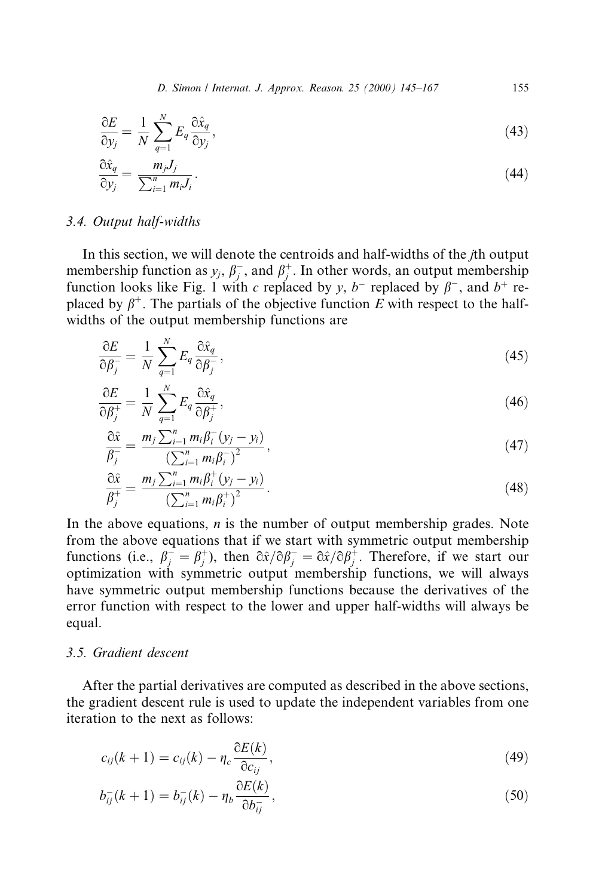$$\frac{\partial E}{\partial y_j} = \frac{1}{N} \sum_{q=1}^{N} E_q \frac{\partial \hat{x}_q}{\partial y_j}, \tag{43}$$

$$\frac{\partial \hat{x}_q}{\partial y_j} = \frac{m_j J_j}{\sum_{i=1}^{n} m_i J_i}. \tag{44}$$

### 3.4. Output half-widths

In this section, we will denote the centroids and half-widths of the $j$th output membership function as $y_j$, $\beta_j^-$, and $\beta_j^+$. In other words, an output membership function looks like Fig. 1 with $c$ replaced by $y$, $b^-$ replaced by $\beta^-$, and $b^+$ replaced by $\beta^+$. The partials of the objective function $E$ with respect to the half-widths of the output membership functions are

$$\frac{\partial E}{\partial \beta_j^-} = \frac{1}{N} \sum_{q=1}^{N} E_q \frac{\partial \hat{x}_q}{\partial \beta_j^-}, \tag{45}$$

$$\frac{\partial E}{\partial \beta_j^+} = \frac{1}{N} \sum_{q=1}^{N} E_q \frac{\partial \hat{x}_q}{\partial \beta_j^+}, \tag{46}$$

$$\frac{\partial \hat{x}}{\beta_j^-} = \frac{m_j \sum_{i=1}^{n} m_i \beta_i^- (y_j - y_i)}{\left(\sum_{i=1}^{n} m_i \beta_i^-\right)^2}, \tag{47}$$

$$\frac{\partial \hat{x}}{\beta_j^+} = \frac{m_j \sum_{i=1}^{n} m_i \beta_i^+ (y_j - y_i)}{\left(\sum_{i=1}^{n} m_i \beta_i^+\right)^2}. \tag{48}$$

In the above equations, $n$ is the number of output membership grades. Note from the above equations that if we start with symmetric output membership functions (i.e., $\beta_j^- = \beta_j^+$), then $\partial \hat{x} / \partial \beta_j^- = \partial \hat{x} / \partial \beta_j^+$. Therefore, if we start our optimization with symmetric output membership functions, we will always have symmetric output membership functions because the derivatives of the error function with respect to the lower and upper half-widths will always be equal.

### 3.5. Gradient descent

After the partial derivatives are computed as described in the above sections, the gradient descent rule is used to update the independent variables from one iteration to the next as follows:

$$c_{ij}(k+1) = c_{ij}(k) - \eta_c \frac{\partial E(k)}{\partial c_{ij}}, \tag{49}$$

$$b_{ij}^-(k+1) = b_{ij}^-(k) - \eta_b \frac{\partial E(k)}{\partial b_{ij}^-}, \tag{50}$$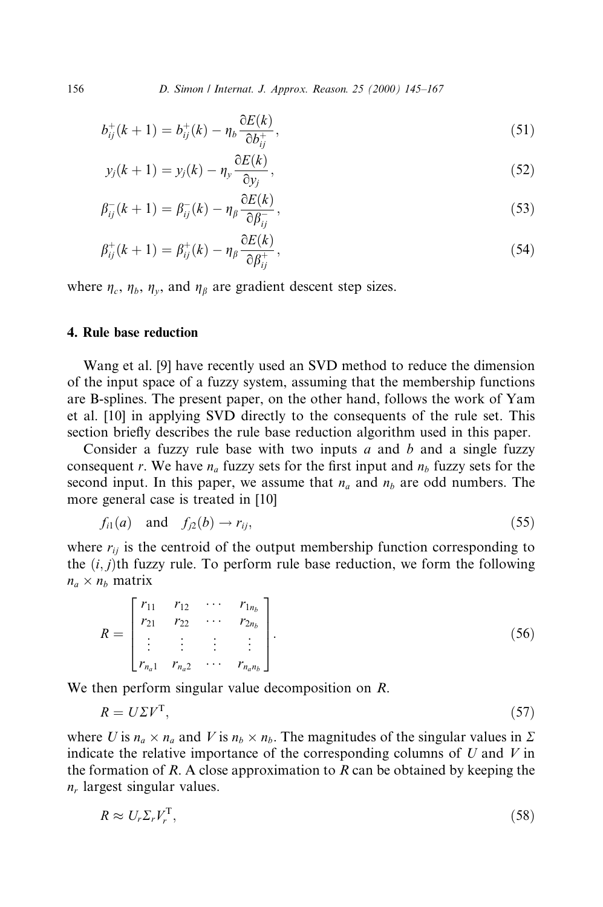$$b_{ij}^{+}(k+1) = b_{ij}^{+}(k) - \eta_b \frac{\partial E(k)}{\partial b_{ij}^{+}}, \tag{51}$$

$$y_j(k+1) = y_j(k) - \eta_y \frac{\partial E(k)}{\partial y_j}, \tag{52}$$

$$\beta_{ij}^{-}(k+1) = \beta_{ij}^{-}(k) - \eta_\beta \frac{\partial E(k)}{\partial \beta_{ij}^{-}}, \tag{53}$$

$$\beta_{ij}^{+}(k+1) = \beta_{ij}^{+}(k) - \eta_\beta \frac{\partial E(k)}{\partial \beta_{ij}^{+}}, \tag{54}$$

where $\eta_c$, $\eta_b$, $\eta_y$, and $\eta_\beta$ are gradient descent step sizes.

## 4. Rule base reduction

Wang et al. [9] have recently used an SVD method to reduce the dimension of the input space of a fuzzy system, assuming that the membership functions are B-splines. The present paper, on the other hand, follows the work of Yam et al. [10] in applying SVD directly to the consequents of the rule set. This section briefly describes the rule base reduction algorithm used in this paper.

Consider a fuzzy rule base with two inputs $a$ and $b$ and a single fuzzy consequent $r$. We have $n_a$ fuzzy sets for the first input and $n_b$ fuzzy sets for the second input. In this paper, we assume that $n_a$ and $n_b$ are odd numbers. The more general case is treated in [10]

$$f_{i1}(a) \quad \text{and} \quad f_{j2}(b) \to r_{ij}, \tag{55}$$

where $r_{ij}$ is the centroid of the output membership function corresponding to the $(i, j)$th fuzzy rule. To perform rule base reduction, we form the following $n_a \times n_b$ matrix

$$R = \begin{bmatrix} r_{11} & r_{12} & \cdots & r_{1n_b} \\ r_{21} & r_{22} & \cdots & r_{2n_b} \\ \vdots & \vdots & \vdots & \vdots \\ r_{n_a1} & r_{n_a2} & \cdots & r_{n_an_b} \end{bmatrix}. \tag{56}$$

We then perform singular value decomposition on $R$.

$$R = U\Sigma V^{\mathrm{T}}, \tag{57}$$

where $U$ is $n_a \times n_a$ and $V$ is $n_b \times n_b$. The magnitudes of the singular values in $\Sigma$ indicate the relative importance of the corresponding columns of $U$ and $V$ in the formation of $R$. A close approximation to $R$ can be obtained by keeping the $n_r$ largest singular values.

$$R \approx U_r \Sigma_r V_r^{\mathrm{T}}, \tag{58}$$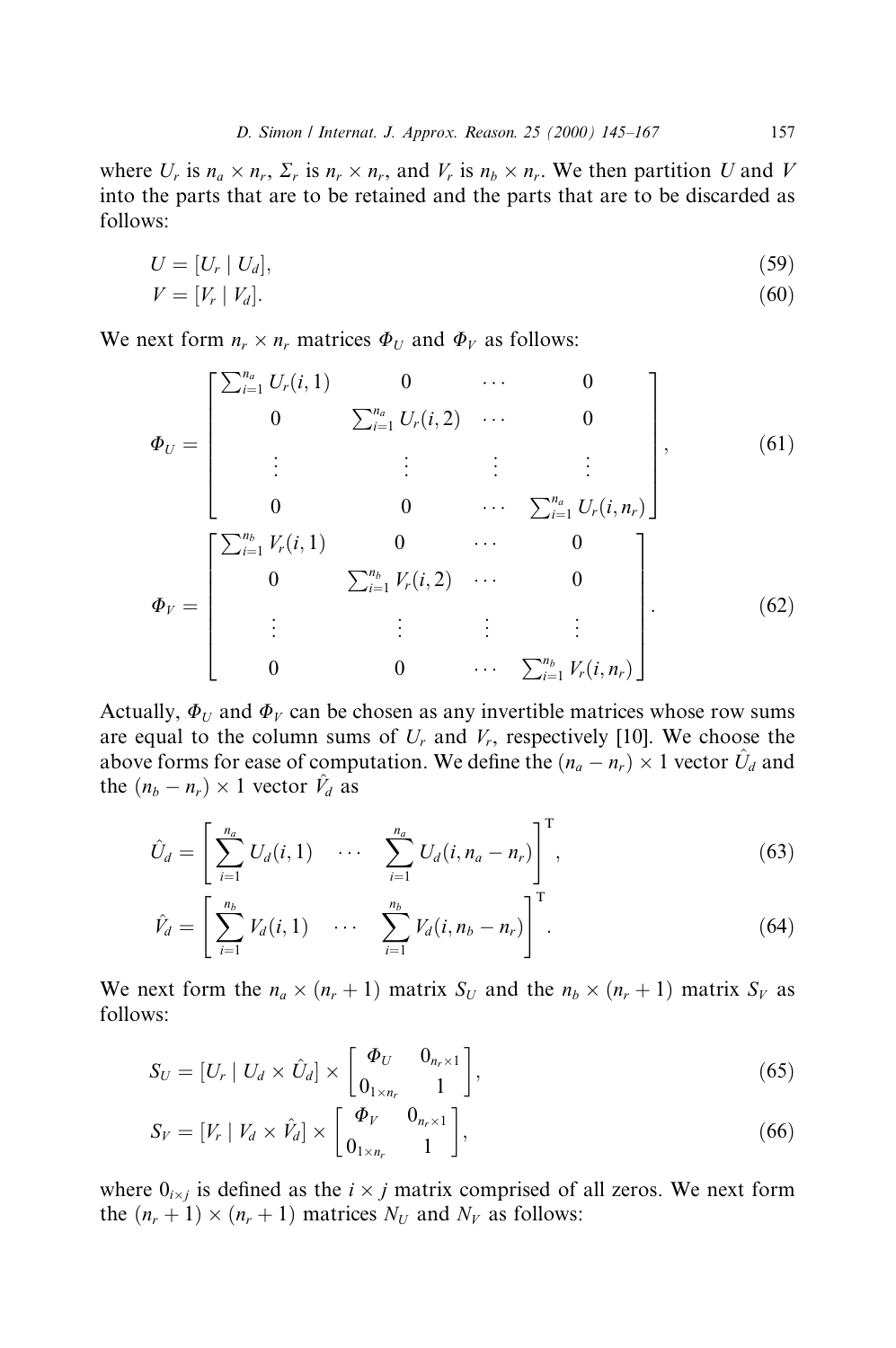where $U_r$ is $n_a \times n_r$, $\Sigma_r$ is $n_r \times n_r$, and $V_r$ is $n_b \times n_r$. We then partition $U$ and $V$ into the parts that are to be retained and the parts that are to be discarded as follows:

$$U = [U_r \mid U_d], \tag{59}$$

$$V = [V_r \mid V_d]. \tag{60}$$

We next form $n_r \times n_r$ matrices $\Phi_U$ and $\Phi_V$ as follows:

$$\Phi_U = \begin{bmatrix} \sum_{i=1}^{n_a} U_r(i,1) & 0 & \cdots & 0 \\ 0 & \sum_{i=1}^{n_a} U_r(i,2) & \cdots & 0 \\ \vdots & \vdots & \vdots & \vdots \\ 0 & 0 & \cdots & \sum_{i=1}^{n_a} U_r(i,n_r) \end{bmatrix}, \tag{61}$$

$$\Phi_V = \begin{bmatrix} \sum_{i=1}^{n_b} V_r(i,1) & 0 & \cdots & 0 \\ 0 & \sum_{i=1}^{n_b} V_r(i,2) & \cdots & 0 \\ \vdots & \vdots & \vdots & \vdots \\ 0 & 0 & \cdots & \sum_{i=1}^{n_b} V_r(i,n_r) \end{bmatrix}. \tag{62}$$

Actually, $\Phi_U$ and $\Phi_V$ can be chosen as any invertible matrices whose row sums are equal to the column sums of $U_r$ and $V_r$, respectively [10]. We choose the above forms for ease of computation. We define the $(n_a - n_r) \times 1$ vector $\hat{U}_d$ and the $(n_b - n_r) \times 1$ vector $\hat{V}_d$ as

$$\hat{U}_d = \left[ \sum_{i=1}^{n_a} U_d(i,1) \quad \cdots \quad \sum_{i=1}^{n_a} U_d(i, n_a - n_r) \right]^{\mathrm{T}}, \tag{63}$$

$$\hat{V}_d = \left[ \sum_{i=1}^{n_b} V_d(i,1) \quad \cdots \quad \sum_{i=1}^{n_b} V_d(i, n_b - n_r) \right]^{\mathrm{T}}. \tag{64}$$

We next form the $n_a \times (n_r + 1)$ matrix $S_U$ and the $n_b \times (n_r + 1)$ matrix $S_V$ as follows:

$$S_U = [U_r \mid U_d \times \hat{U}_d] \times \begin{bmatrix} \Phi_U & 0_{n_r \times 1} \\ 0_{1 \times n_r} & 1 \end{bmatrix}, \tag{65}$$

$$S_V = [V_r \mid V_d \times \hat{V}_d] \times \begin{bmatrix} \Phi_V & 0_{n_r \times 1} \\ 0_{1 \times n_r} & 1 \end{bmatrix}, \tag{66}$$

where $0_{i \times j}$ is defined as the $i \times j$ matrix comprised of all zeros. We next form the $(n_r + 1) \times (n_r + 1)$ matrices $N_U$ and $N_V$ as follows: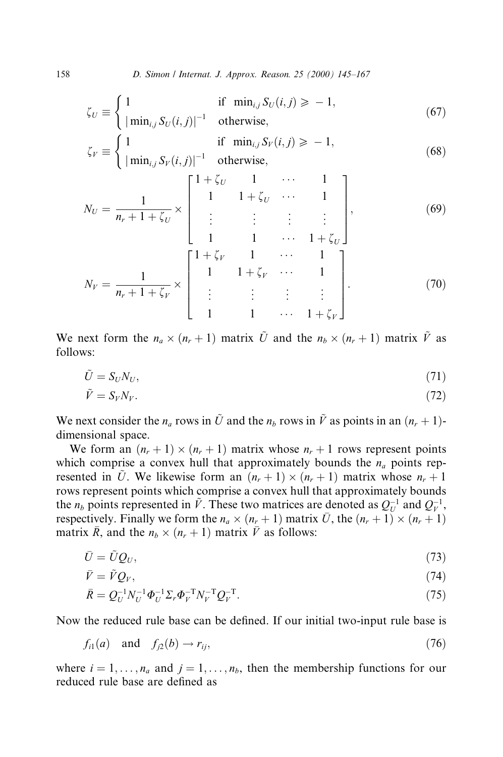$$\zeta_U \equiv \begin{cases} 1 & \text{if } \min_{i,j} S_U(i,j) \geqslant -1, \\ |\min_{i,j} S_U(i,j)|^{-1} & \text{otherwise,} \end{cases} \tag{67}$$

$$\zeta_V \equiv \begin{cases} 1 & \text{if } \min_{i,j} S_V(i,j) \geqslant -1, \\ |\min_{i,j} S_V(i,j)|^{-1} & \text{otherwise,} \end{cases} \tag{68}$$

$$N_U = \frac{1}{n_r + 1 + \zeta_U} \times \begin{bmatrix} 1+\zeta_U & 1 & \cdots & 1 \\ 1 & 1+\zeta_U & \cdots & 1 \\ \vdots & \vdots & \vdots & \vdots \\ 1 & 1 & \cdots & 1+\zeta_U \end{bmatrix}, \tag{69}$$

$$N_V = \frac{1}{n_r + 1 + \zeta_V} \times \begin{bmatrix} 1+\zeta_V & 1 & \cdots & 1 \\ 1 & 1+\zeta_V & \cdots & 1 \\ \vdots & \vdots & \vdots & \vdots \\ 1 & 1 & \cdots & 1+\zeta_V \end{bmatrix}. \tag{70}$$

We next form the $n_a \times (n_r + 1)$ matrix $\tilde{U}$ and the $n_b \times (n_r + 1)$ matrix $\tilde{V}$ as follows:

$$\tilde{U} = S_U N_U, \tag{71}$$

$$\tilde{V} = S_V N_V. \tag{72}$$

We next consider the $n_a$ rows in $\tilde{U}$ and the $n_b$ rows in $\tilde{V}$ as points in an $(n_r + 1)$-dimensional space.

We form an $(n_r + 1) \times (n_r + 1)$ matrix whose $n_r + 1$ rows represent points which comprise a convex hull that approximately bounds the $n_a$ points represented in $\tilde{U}$. We likewise form an $(n_r + 1) \times (n_r + 1)$ matrix whose $n_r + 1$ rows represent points which comprise a convex hull that approximately bounds the $n_b$ points represented in $\tilde{V}$. These two matrices are denoted as $Q_U^{-1}$ and $Q_V^{-1}$, respectively. Finally we form the $n_a \times (n_r + 1)$ matrix $\bar{U}$, the $(n_r + 1) \times (n_r + 1)$ matrix $\bar{R}$, and the $n_b \times (n_r + 1)$ matrix $\bar{V}$ as follows:

$$\bar{U} = \tilde{U} Q_U, \tag{73}$$

$$\bar{V} = \tilde{V} Q_V, \tag{74}$$

$$\bar{R} = Q_U^{-1} N_U^{-1} \Phi_U^{-1} \Sigma_r \Phi_V^{-\mathrm{T}} N_V^{-\mathrm{T}} Q_V^{-\mathrm{T}}. \tag{75}$$

Now the reduced rule base can be defined. If our initial two-input rule base is

$$f_{i1}(a) \quad \text{and} \quad f_{j2}(b) \to r_{ij}, \tag{76}$$

where $i = 1, \ldots, n_a$ and $j = 1, \ldots, n_b$, then the membership functions for our reduced rule base are defined as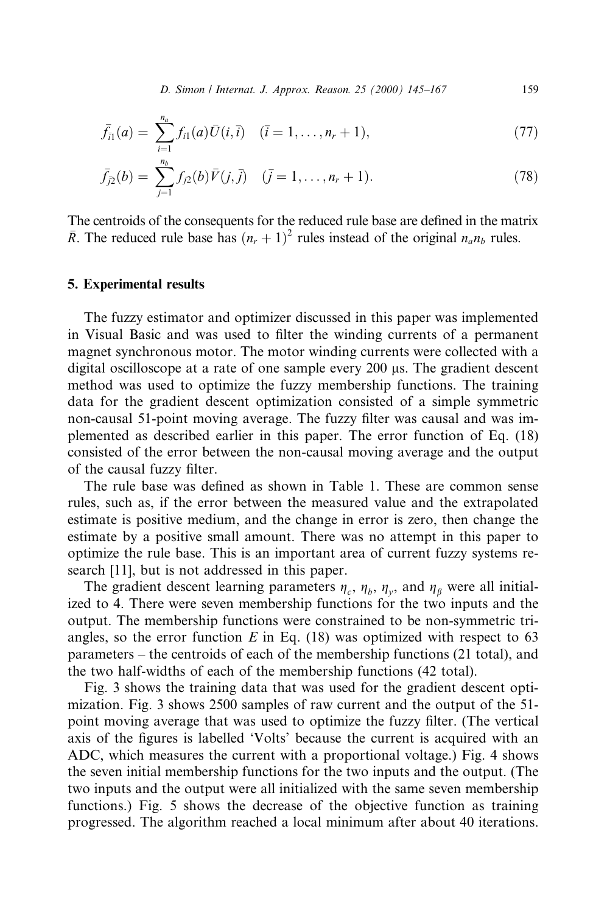$$\bar{f}_{\bar{i}1}(a) = \sum_{i=1}^{n_a} f_{i1}(a)\bar{U}(i,\bar{i}) \quad (\bar{i} = 1, \ldots, n_r + 1), \tag{77}$$

$$\bar{f}_{\bar{j}2}(b) = \sum_{j=1}^{n_b} f_{j2}(b)\bar{V}(j,\bar{j}) \quad (\bar{j} = 1, \ldots, n_r + 1). \tag{78}$$

The centroids of the consequents for the reduced rule base are defined in the matrix $\bar{R}$. The reduced rule base has $(n_r + 1)^2$ rules instead of the original $n_a n_b$ rules.

## 5. Experimental results

The fuzzy estimator and optimizer discussed in this paper was implemented in Visual Basic and was used to filter the winding currents of a permanent magnet synchronous motor. The motor winding currents were collected with a digital oscilloscope at a rate of one sample every 200 μs. The gradient descent method was used to optimize the fuzzy membership functions. The training data for the gradient descent optimization consisted of a simple symmetric non-causal 51-point moving average. The fuzzy filter was causal and was implemented as described earlier in this paper. The error function of Eq. (18) consisted of the error between the non-causal moving average and the output of the causal fuzzy filter.

The rule base was defined as shown in Table 1. These are common sense rules, such as, if the error between the measured value and the extrapolated estimate is positive medium, and the change in error is zero, then change the estimate by a positive small amount. There was no attempt in this paper to optimize the rule base. This is an important area of current fuzzy systems research [11], but is not addressed in this paper.

The gradient descent learning parameters $\eta_c$, $\eta_b$, $\eta_y$, and $\eta_\beta$ were all initialized to 4. There were seven membership functions for the two inputs and the output. The membership functions were constrained to be non-symmetric triangles, so the error function $E$ in Eq. (18) was optimized with respect to 63 parameters – the centroids of each of the membership functions (21 total), and the two half-widths of each of the membership functions (42 total).

Fig. 3 shows the training data that was used for the gradient descent optimization. Fig. 3 shows 2500 samples of raw current and the output of the 51-point moving average that was used to optimize the fuzzy filter. (The vertical axis of the figures is labelled 'Volts' because the current is acquired with an ADC, which measures the current with a proportional voltage.) Fig. 4 shows the seven initial membership functions for the two inputs and the output. (The two inputs and the output were all initialized with the same seven membership functions.) Fig. 5 shows the decrease of the objective function as training progressed. The algorithm reached a local minimum after about 40 iterations.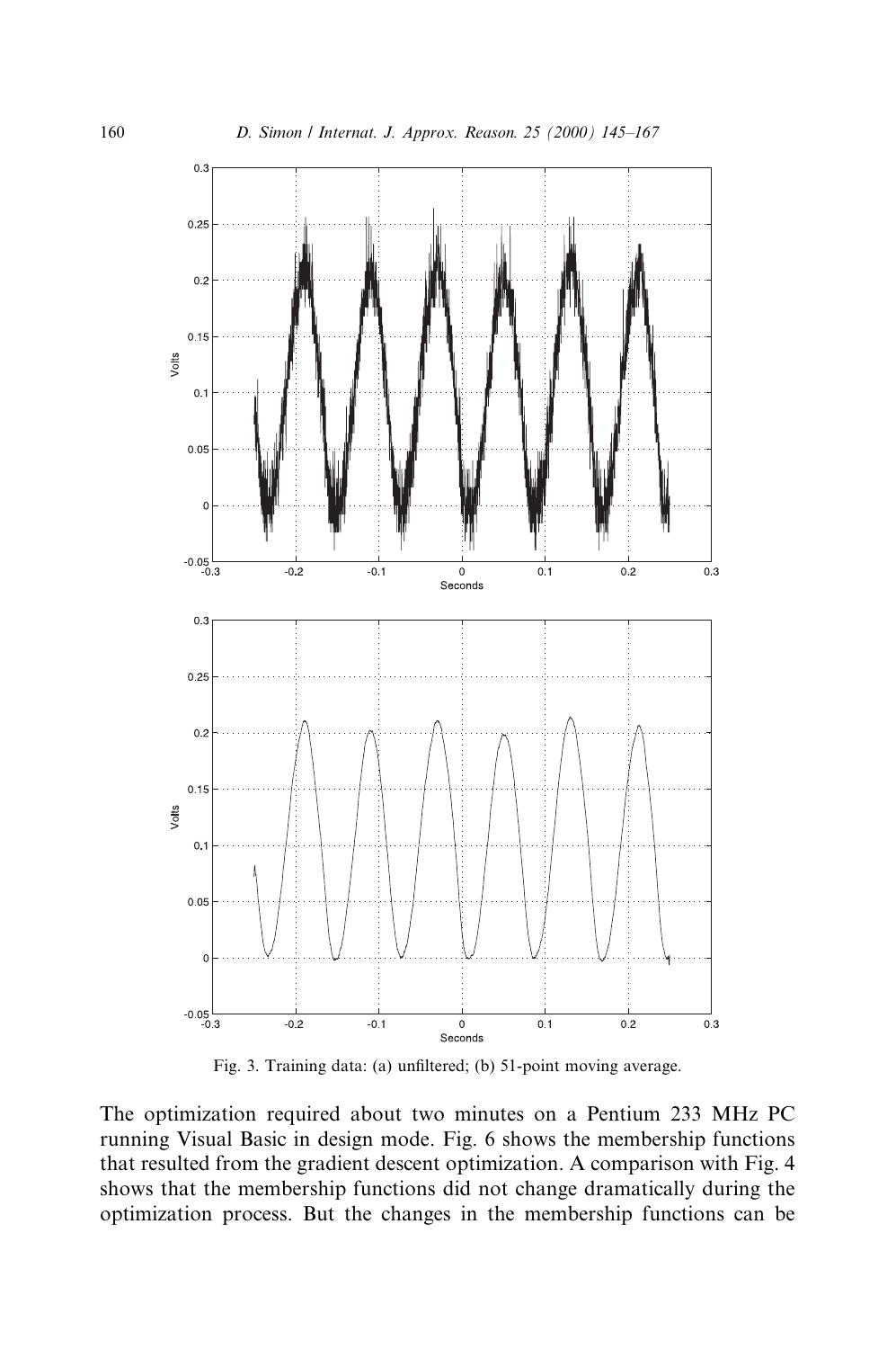Fig. 3. Training data: (a) unfiltered; (b) 51-point moving average.

The optimization required about two minutes on a Pentium 233 MHz PC running Visual Basic in design mode. Fig. 6 shows the membership functions that resulted from the gradient descent optimization. A comparison with Fig. 4 shows that the membership functions did not change dramatically during the optimization process. But the changes in the membership functions can be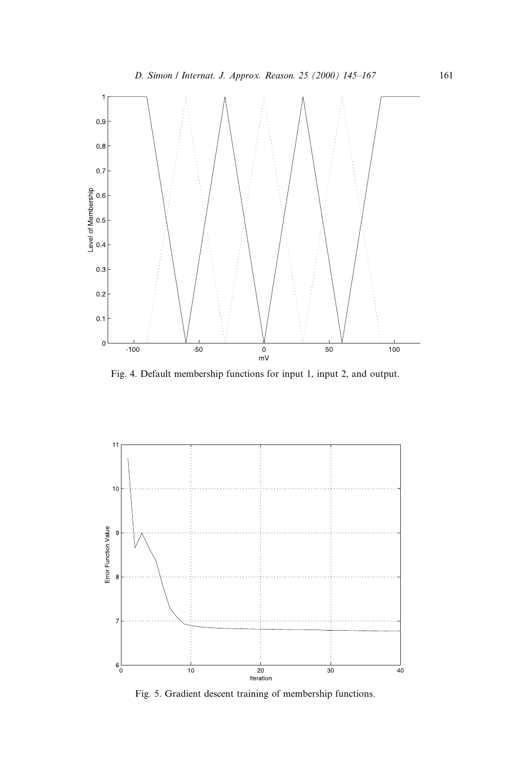Fig. 4. Default membership functions for input 1, input 2, and output.

Fig. 5. Gradient descent training of membership functions.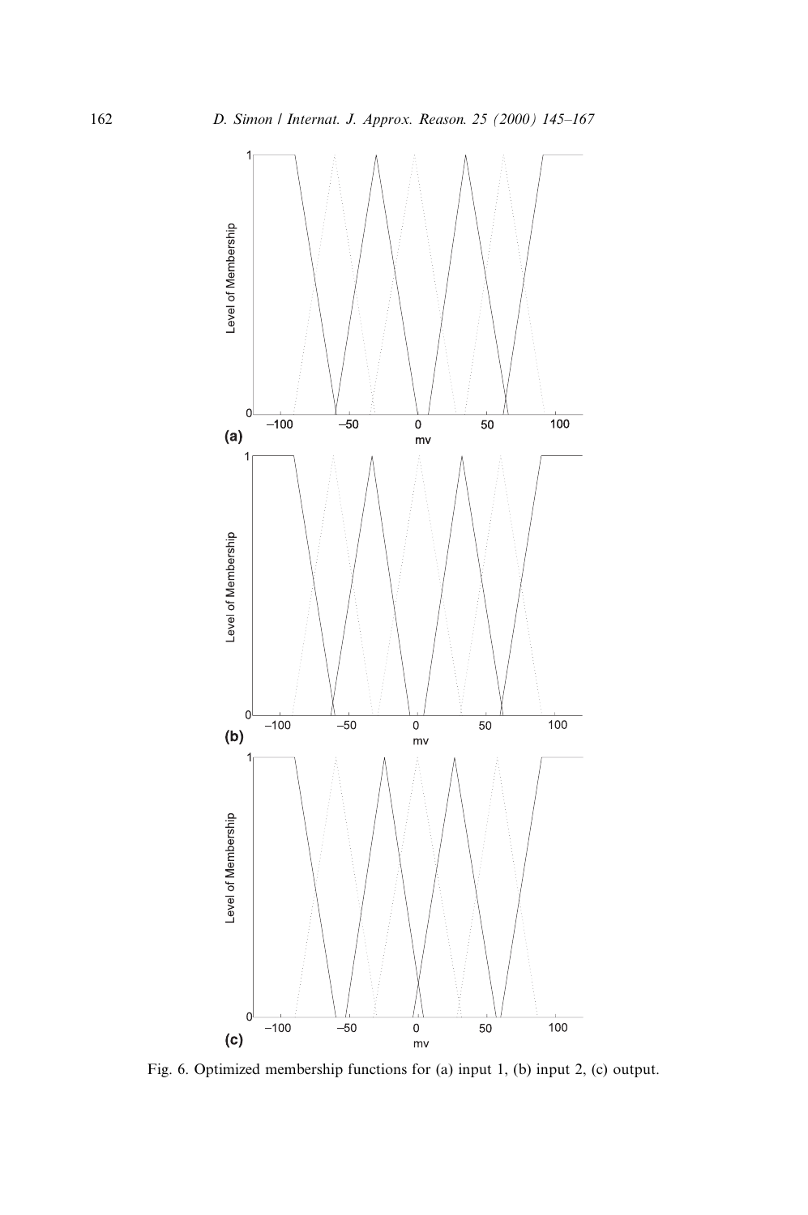Fig. 6. Optimized membership functions for (a) input 1, (b) input 2, (c) output.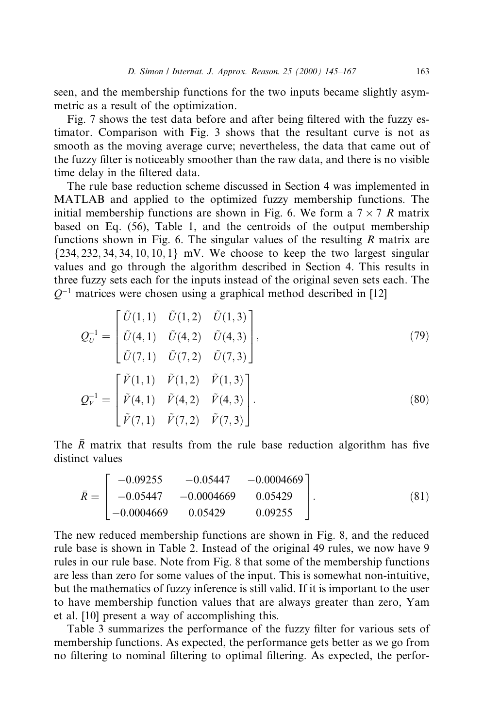seen, and the membership functions for the two inputs became slightly asymmetric as a result of the optimization.

Fig. 7 shows the test data before and after being filtered with the fuzzy estimator. Comparison with Fig. 3 shows that the resultant curve is not as smooth as the moving average curve; nevertheless, the data that came out of the fuzzy filter is noticeably smoother than the raw data, and there is no visible time delay in the filtered data.

The rule base reduction scheme discussed in Section 4 was implemented in MATLAB and applied to the optimized fuzzy membership functions. The initial membership functions are shown in Fig. 6. We form a $7 \times 7$ $R$ matrix based on Eq. (56), Table 1, and the centroids of the output membership functions shown in Fig. 6. The singular values of the resulting $R$ matrix are $\{234, 232, 34, 34, 10, 10, 1\}$ mV. We choose to keep the two largest singular values and go through the algorithm described in Section 4. This results in three fuzzy sets each for the inputs instead of the original seven sets each. The $Q^{-1}$ matrices were chosen using a graphical method described in [12]

$$
Q_U^{-1} = \begin{bmatrix} \tilde{U}(1,1) & \tilde{U}(1,2) & \tilde{U}(1,3) \\ \tilde{U}(4,1) & \tilde{U}(4,2) & \tilde{U}(4,3) \\ \tilde{U}(7,1) & \tilde{U}(7,2) & \tilde{U}(7,3) \end{bmatrix}, \tag{79}
$$

$$
Q_V^{-1} = \begin{bmatrix} \tilde{V}(1,1) & \tilde{V}(1,2) & \tilde{V}(1,3) \\ \tilde{V}(4,1) & \tilde{V}(4,2) & \tilde{V}(4,3) \\ \tilde{V}(7,1) & \tilde{V}(7,2) & \tilde{V}(7,3) \end{bmatrix}. \tag{80}
$$

The $\bar{R}$ matrix that results from the rule base reduction algorithm has five distinct values

$$
\bar{R} = \begin{bmatrix} -0.09255 & -0.05447 & -0.0004669 \\ -0.05447 & -0.0004669 & 0.05429 \\ -0.0004669 & 0.05429 & 0.09255 \end{bmatrix}. \tag{81}
$$

The new reduced membership functions are shown in Fig. 8, and the reduced rule base is shown in Table 2. Instead of the original 49 rules, we now have 9 rules in our rule base. Note from Fig. 8 that some of the membership functions are less than zero for some values of the input. This is somewhat non-intuitive, but the mathematics of fuzzy inference is still valid. If it is important to the user to have membership function values that are always greater than zero, Yam et al. [10] present a way of accomplishing this.

Table 3 summarizes the performance of the fuzzy filter for various sets of membership functions. As expected, the performance gets better as we go from no filtering to nominal filtering to optimal filtering. As expected, the perfor-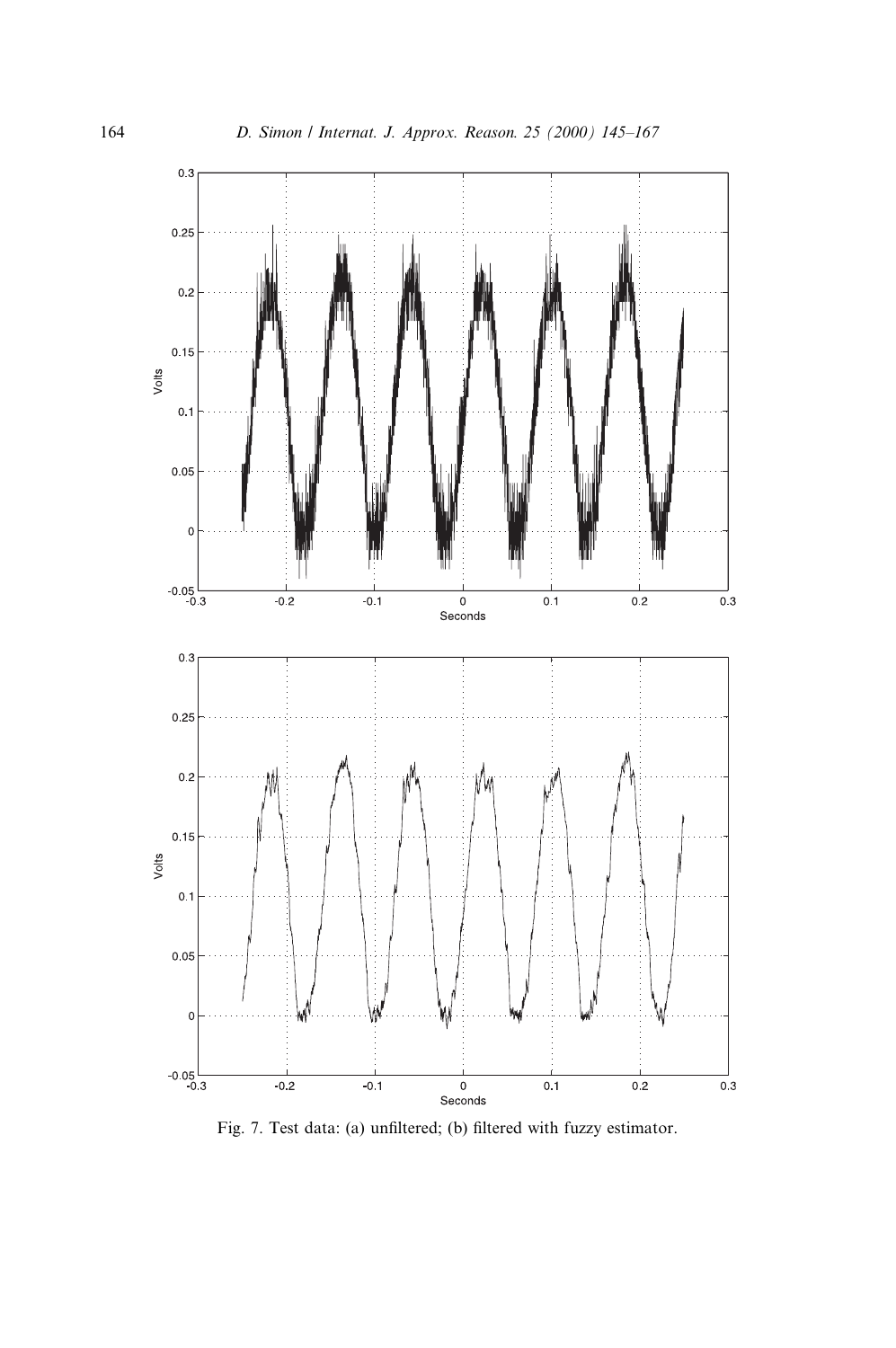Fig. 7. Test data: (a) unfiltered; (b) filtered with fuzzy estimator.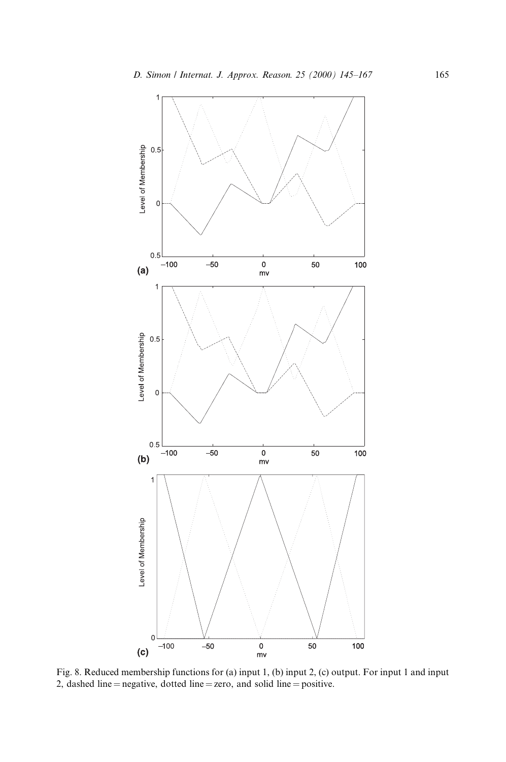Fig. 8. Reduced membership functions for (a) input 1, (b) input 2, (c) output. For input 1 and input 2, dashed line = negative, dotted line = zero, and solid line = positive.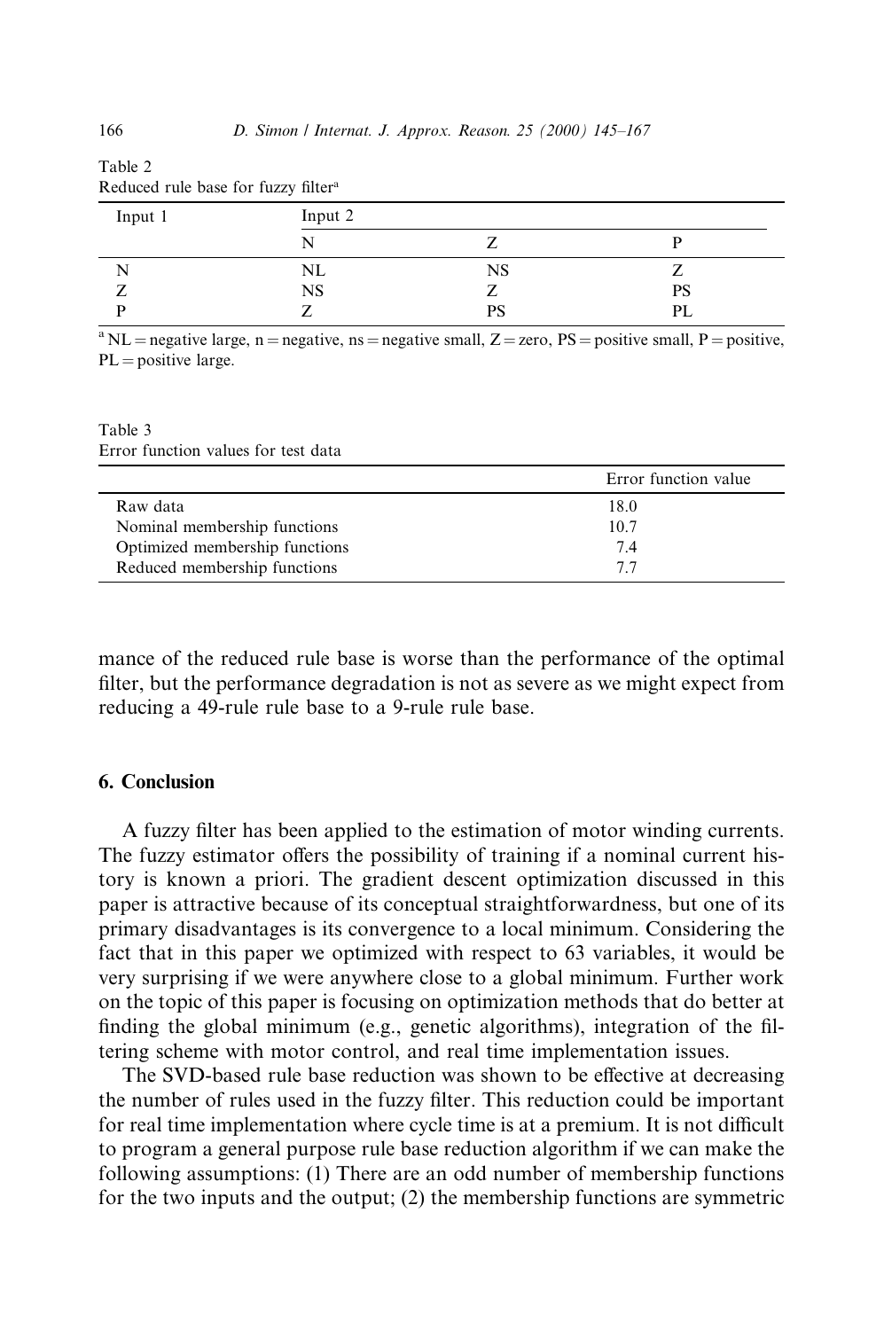Table 2
Reduced rule base for fuzzy filter[a]

| Input 1 | Input 2 | | |
|---|---|---|---|
| | N | Z | P |
| N | NL | NS | Z |
| Z | NS | Z | PS |
| P | Z | PS | PL |

[a] NL = negative large, n = negative, ns = negative small, Z = zero, PS = positive small, P = positive, PL = positive large.

Table 3
Error function values for test data

| | Error function value |
|---|---|
| Raw data | 18.0 |
| Nominal membership functions | 10.7 |
| Optimized membership functions | 7.4 |
| Reduced membership functions | 7.7 |

mance of the reduced rule base is worse than the performance of the optimal filter, but the performance degradation is not as severe as we might expect from reducing a 49-rule rule base to a 9-rule rule base.

## 6. Conclusion

A fuzzy filter has been applied to the estimation of motor winding currents. The fuzzy estimator offers the possibility of training if a nominal current history is known a priori. The gradient descent optimization discussed in this paper is attractive because of its conceptual straightforwardness, but one of its primary disadvantages is its convergence to a local minimum. Considering the fact that in this paper we optimized with respect to 63 variables, it would be very surprising if we were anywhere close to a global minimum. Further work on the topic of this paper is focusing on optimization methods that do better at finding the global minimum (e.g., genetic algorithms), integration of the filtering scheme with motor control, and real time implementation issues.

The SVD-based rule base reduction was shown to be effective at decreasing the number of rules used in the fuzzy filter. This reduction could be important for real time implementation where cycle time is at a premium. It is not difficult to program a general purpose rule base reduction algorithm if we can make the following assumptions: (1) There are an odd number of membership functions for the two inputs and the output; (2) the membership functions are symmetric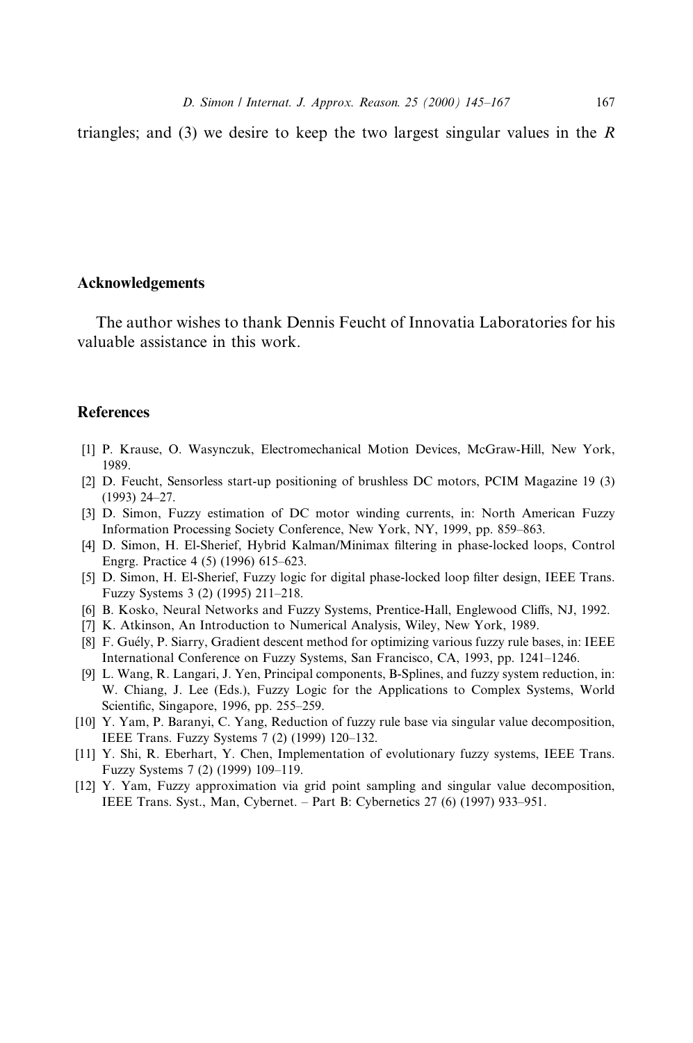triangles; and (3) we desire to keep the two largest singular values in the $R$

## Acknowledgements

The author wishes to thank Dennis Feucht of Innovatia Laboratories for his valuable assistance in this work.

## References

[1] P. Krause, O. Wasynczuk, Electromechanical Motion Devices, McGraw-Hill, New York, 1989.

[2] D. Feucht, Sensorless start-up positioning of brushless DC motors, PCIM Magazine 19 (3) (1993) 24–27.

[3] D. Simon, Fuzzy estimation of DC motor winding currents, in: North American Fuzzy Information Processing Society Conference, New York, NY, 1999, pp. 859–863.

[4] D. Simon, H. El-Sherief, Hybrid Kalman/Minimax filtering in phase-locked loops, Control Engrg. Practice 4 (5) (1996) 615–623.

[5] D. Simon, H. El-Sherief, Fuzzy logic for digital phase-locked loop filter design, IEEE Trans. Fuzzy Systems 3 (2) (1995) 211–218.

[6] B. Kosko, Neural Networks and Fuzzy Systems, Prentice-Hall, Englewood Cliffs, NJ, 1992.

[7] K. Atkinson, An Introduction to Numerical Analysis, Wiley, New York, 1989.

[8] F. Guély, P. Siarry, Gradient descent method for optimizing various fuzzy rule bases, in: IEEE International Conference on Fuzzy Systems, San Francisco, CA, 1993, pp. 1241–1246.

[9] L. Wang, R. Langari, J. Yen, Principal components, B-Splines, and fuzzy system reduction, in: W. Chiang, J. Lee (Eds.), Fuzzy Logic for the Applications to Complex Systems, World Scientific, Singapore, 1996, pp. 255–259.

[10] Y. Yam, P. Baranyi, C. Yang, Reduction of fuzzy rule base via singular value decomposition, IEEE Trans. Fuzzy Systems 7 (2) (1999) 120–132.

[11] Y. Shi, R. Eberhart, Y. Chen, Implementation of evolutionary fuzzy systems, IEEE Trans. Fuzzy Systems 7 (2) (1999) 109–119.

[12] Y. Yam, Fuzzy approximation via grid point sampling and singular value decomposition, IEEE Trans. Syst., Man, Cybernet. – Part B: Cybernetics 27 (6) (1997) 933–951.